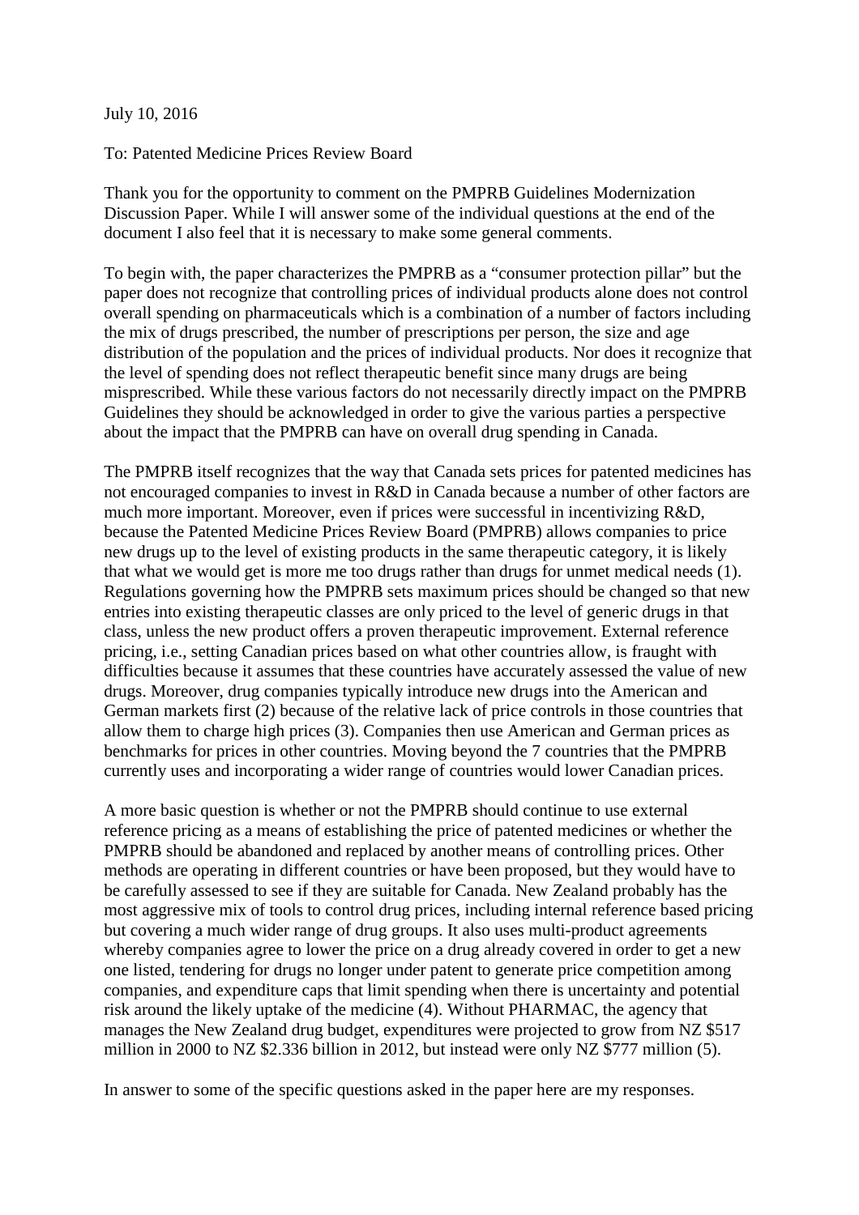July 10, 2016

To: Patented Medicine Prices Review Board

Thank you for the opportunity to comment on the PMPRB Guidelines Modernization Discussion Paper. While I will answer some of the individual questions at the end of the document I also feel that it is necessary to make some general comments.

To begin with, the paper characterizes the PMPRB as a "consumer protection pillar" but the paper does not recognize that controlling prices of individual products alone does not control overall spending on pharmaceuticals which is a combination of a number of factors including the mix of drugs prescribed, the number of prescriptions per person, the size and age distribution of the population and the prices of individual products. Nor does it recognize that the level of spending does not reflect therapeutic benefit since many drugs are being misprescribed. While these various factors do not necessarily directly impact on the PMPRB Guidelines they should be acknowledged in order to give the various parties a perspective about the impact that the PMPRB can have on overall drug spending in Canada.

The PMPRB itself recognizes that the way that Canada sets prices for patented medicines has not encouraged companies to invest in R&D in Canada because a number of other factors are much more important. Moreover, even if prices were successful in incentivizing R&D, because the Patented Medicine Prices Review Board (PMPRB) allows companies to price new drugs up to the level of existing products in the same therapeutic category, it is likely that what we would get is more me too drugs rather than drugs for unmet medical needs (1). Regulations governing how the PMPRB sets maximum prices should be changed so that new entries into existing therapeutic classes are only priced to the level of generic drugs in that class, unless the new product offers a proven therapeutic improvement. External reference pricing, i.e., setting Canadian prices based on what other countries allow, is fraught with difficulties because it assumes that these countries have accurately assessed the value of new drugs. Moreover, drug companies typically introduce new drugs into the American and German markets first (2) because of the relative lack of price controls in those countries that allow them to charge high prices (3). Companies then use American and German prices as benchmarks for prices in other countries. Moving beyond the 7 countries that the PMPRB currently uses and incorporating a wider range of countries would lower Canadian prices.

A more basic question is whether or not the PMPRB should continue to use external reference pricing as a means of establishing the price of patented medicines or whether the PMPRB should be abandoned and replaced by another means of controlling prices. Other methods are operating in different countries or have been proposed, but they would have to be carefully assessed to see if they are suitable for Canada. New Zealand probably has the most aggressive mix of tools to control drug prices, including internal reference based pricing but covering a much wider range of drug groups. It also uses multi-product agreements whereby companies agree to lower the price on a drug already covered in order to get a new one listed, tendering for drugs no longer under patent to generate price competition among companies, and expenditure caps that limit spending when there is uncertainty and potential risk around the likely uptake of the medicine (4). Without PHARMAC, the agency that manages the New Zealand drug budget, expenditures were projected to grow from NZ $517 million in 2000 to NZ $2.336 billion in 2012, but instead were only NZ $777 million (5).

In answer to some of the specific questions asked in the paper here are my responses.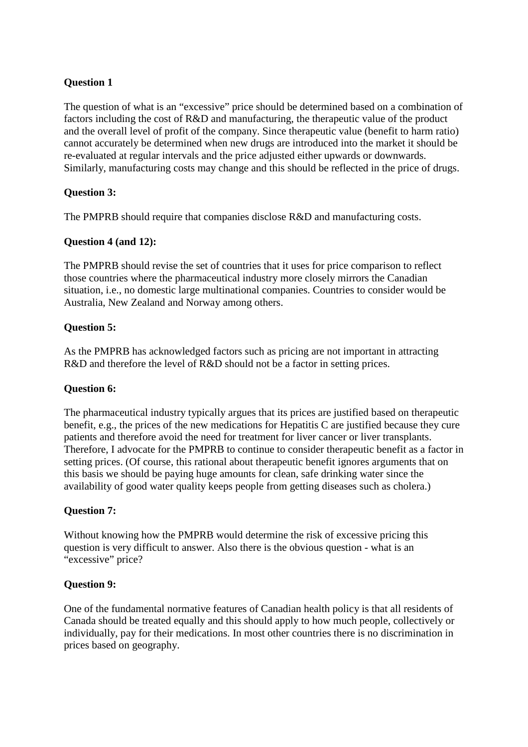**Question 1**

The question of what is an "excessive" price should be determined based on a combination of factors including the cost of R&D and manufacturing, the therapeutic value of the product and the overall level of profit of the company. Since therapeutic value (benefit to harm ratio) cannot accurately be determined when new drugs are introduced into the market it should be re-evaluated at regular intervals and the price adjusted either upwards or downwards. Similarly, manufacturing costs may change and this should be reflected in the price of drugs.

**Question 3:**

The PMPRB should require that companies disclose R&D and manufacturing costs.

**Question 4 (and 12):**

The PMPRB should revise the set of countries that it uses for price comparison to reflect those countries where the pharmaceutical industry more closely mirrors the Canadian situation, i.e., no domestic large multinational companies. Countries to consider would be Australia, New Zealand and Norway among others.

**Question 5:**

As the PMPRB has acknowledged factors such as pricing are not important in attracting R&D and therefore the level of R&D should not be a factor in setting prices.

**Question 6:**

The pharmaceutical industry typically argues that its prices are justified based on therapeutic benefit, e.g., the prices of the new medications for Hepatitis C are justified because they cure patients and therefore avoid the need for treatment for liver cancer or liver transplants. Therefore, I advocate for the PMPRB to continue to consider therapeutic benefit as a factor in setting prices. (Of course, this rational about therapeutic benefit ignores arguments that on this basis we should be paying huge amounts for clean, safe drinking water since the availability of good water quality keeps people from getting diseases such as cholera.)

**Question 7:**

Without knowing how the PMPRB would determine the risk of excessive pricing this question is very difficult to answer. Also there is the obvious question - what is an "excessive" price?

**Question 9:**

One of the fundamental normative features of Canadian health policy is that all residents of Canada should be treated equally and this should apply to how much people, collectively or individually, pay for their medications. In most other countries there is no discrimination in prices based on geography.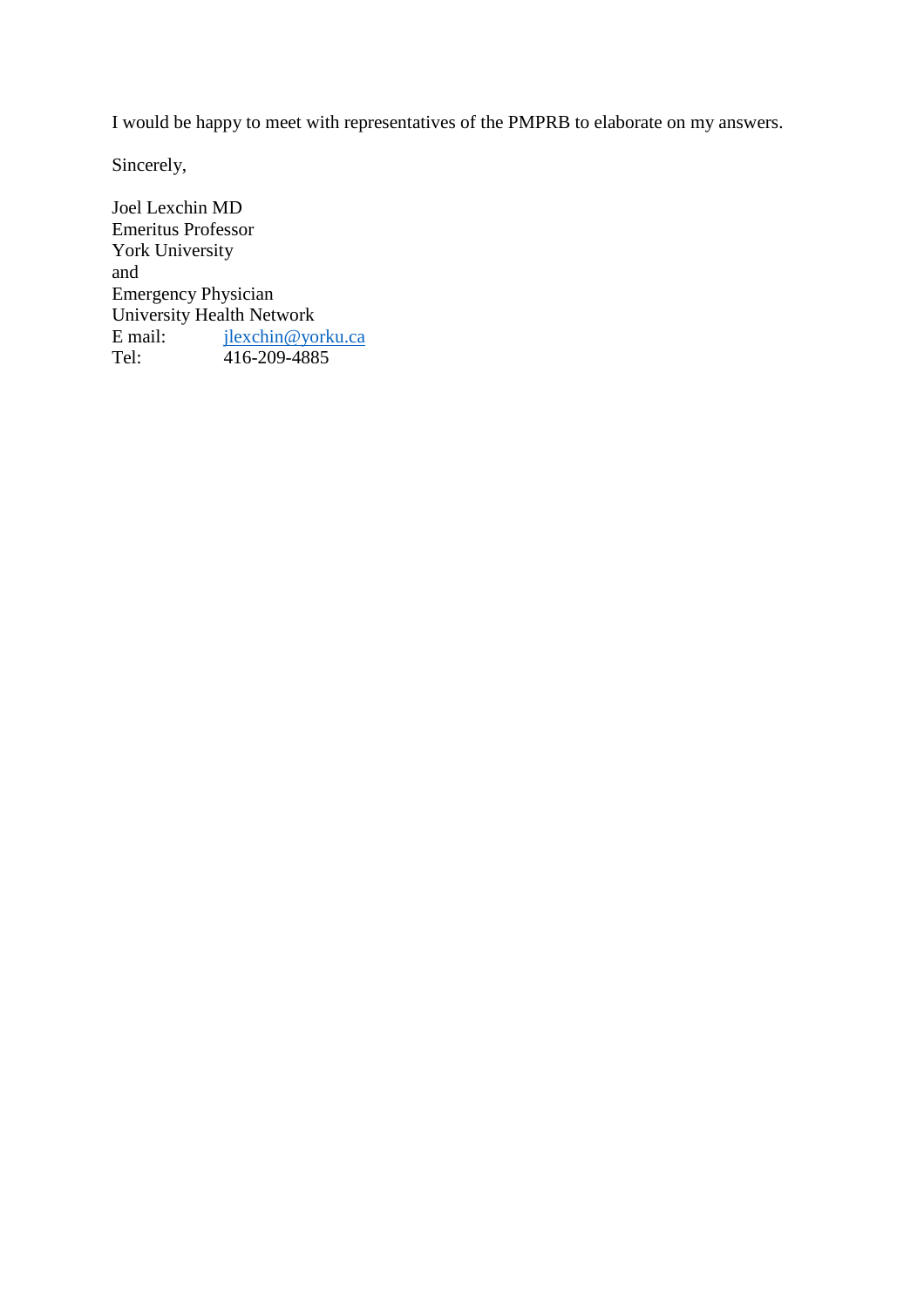I would be happy to meet with representatives of the PMPRB to elaborate on my answers.

Sincerely,

Joel Lexchin MD
Emeritus Professor
York University
and
Emergency Physician
University Health Network
E mail: jlexchin@yorku.ca
Tel: 416-209-4885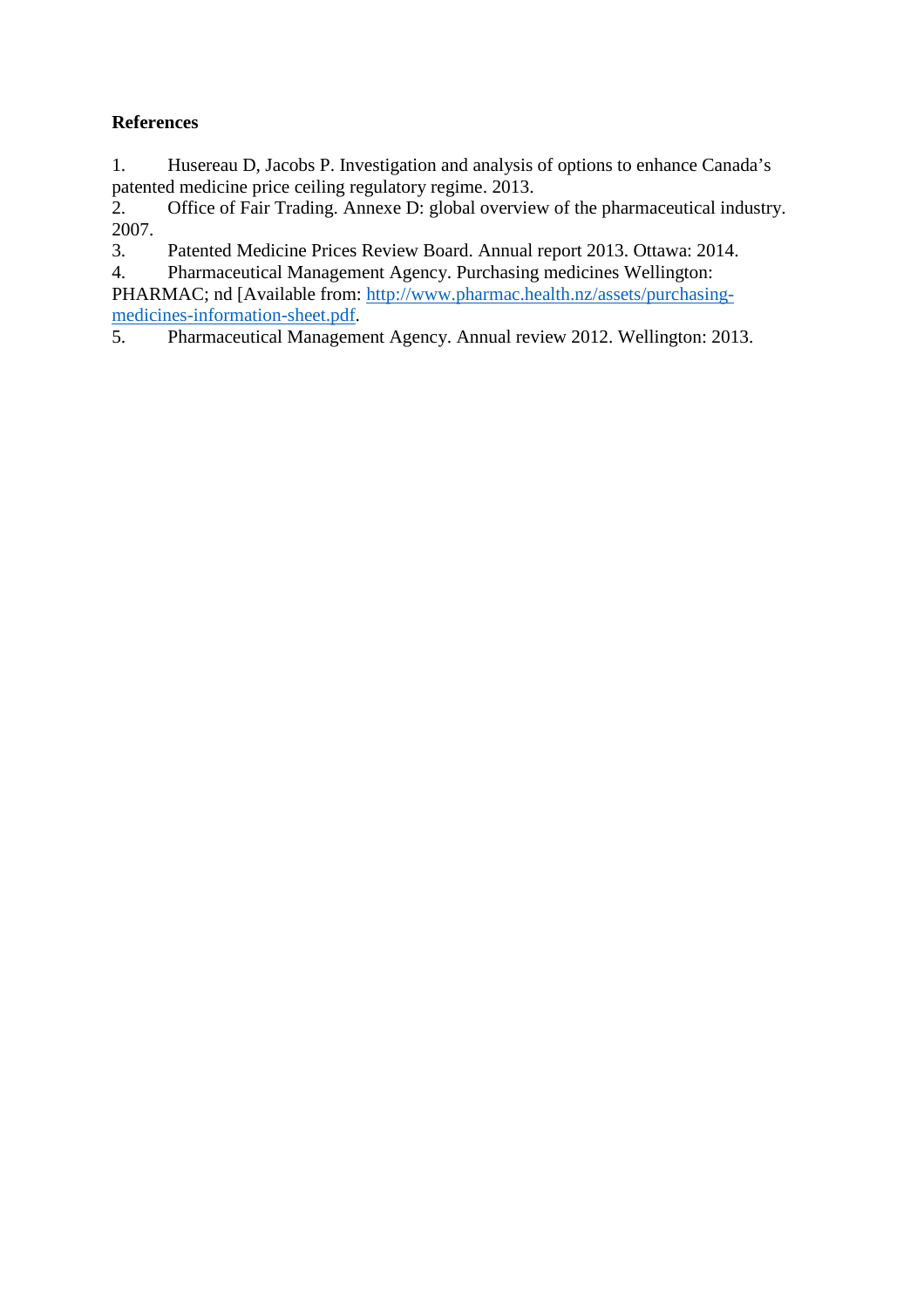**References**

1. Husereau D, Jacobs P. Investigation and analysis of options to enhance Canada's patented medicine price ceiling regulatory regime. 2013.
2. Office of Fair Trading. Annexe D: global overview of the pharmaceutical industry. 2007.
3. Patented Medicine Prices Review Board. Annual report 2013. Ottawa: 2014.
4. Pharmaceutical Management Agency. Purchasing medicines Wellington: PHARMAC; nd [Available from: http://www.pharmac.health.nz/assets/purchasing-medicines-information-sheet.pdf.
5. Pharmaceutical Management Agency. Annual review 2012. Wellington: 2013.